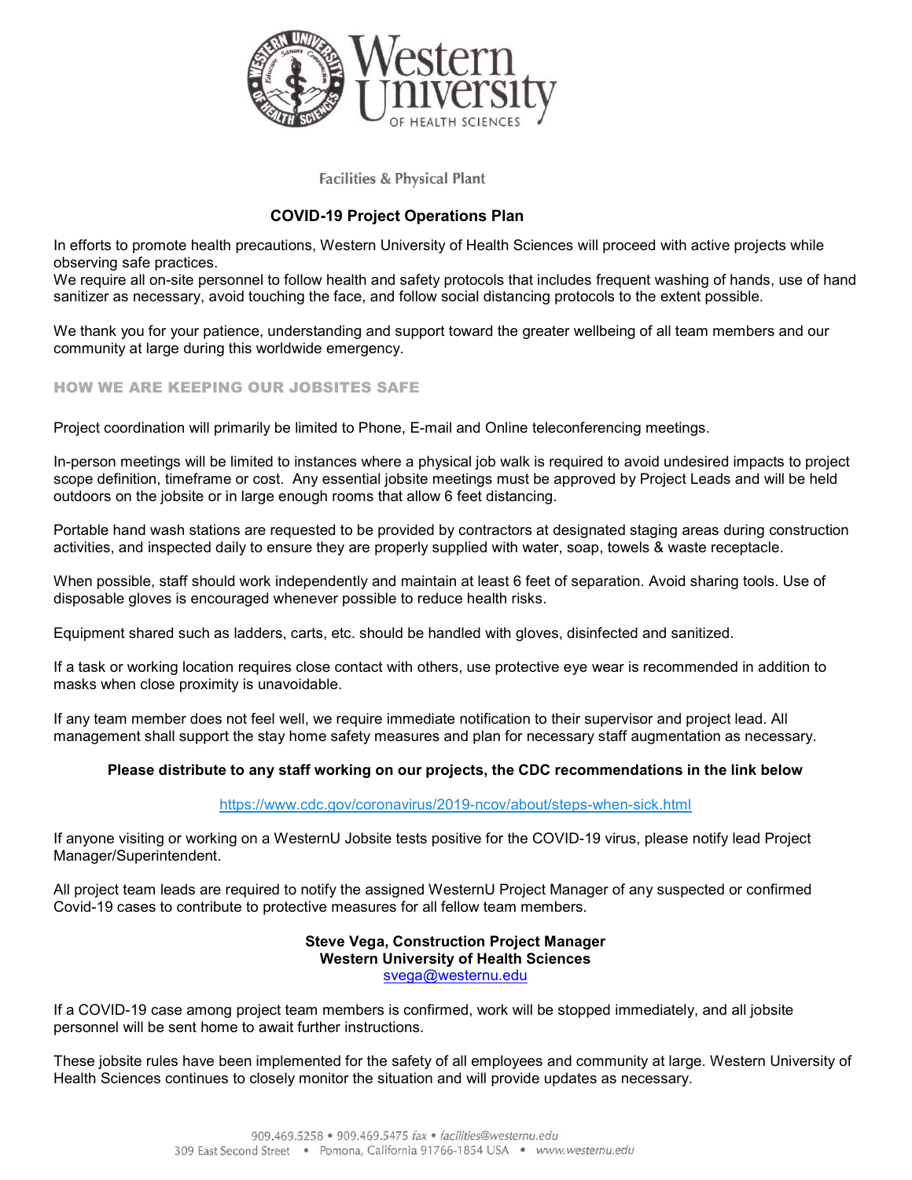Facilities & Physical Plant

# COVID-19 Project Operations Plan

In efforts to promote health precautions, Western University of Health Sciences will proceed with active projects while observing safe practices.
We require all on-site personnel to follow health and safety protocols that includes frequent washing of hands, use of hand sanitizer as necessary, avoid touching the face, and follow social distancing protocols to the extent possible.

We thank you for your patience, understanding and support toward the greater wellbeing of all team members and our community at large during this worldwide emergency.

## HOW WE ARE KEEPING OUR JOBSITES SAFE

Project coordination will primarily be limited to Phone, E-mail and Online teleconferencing meetings.

In-person meetings will be limited to instances where a physical job walk is required to avoid undesired impacts to project scope definition, timeframe or cost. Any essential jobsite meetings must be approved by Project Leads and will be held outdoors on the jobsite or in large enough rooms that allow 6 feet distancing.

Portable hand wash stations are requested to be provided by contractors at designated staging areas during construction activities, and inspected daily to ensure they are properly supplied with water, soap, towels & waste receptacle.

When possible, staff should work independently and maintain at least 6 feet of separation. Avoid sharing tools. Use of disposable gloves is encouraged whenever possible to reduce health risks.

Equipment shared such as ladders, carts, etc. should be handled with gloves, disinfected and sanitized.

If a task or working location requires close contact with others, use protective eye wear is recommended in addition to masks when close proximity is unavoidable.

If any team member does not feel well, we require immediate notification to their supervisor and project lead. All management shall support the stay home safety measures and plan for necessary staff augmentation as necessary.

**Please distribute to any staff working on our projects, the CDC recommendations in the link below**

https://www.cdc.gov/coronavirus/2019-ncov/about/steps-when-sick.html

If anyone visiting or working on a WesternU Jobsite tests positive for the COVID-19 virus, please notify lead Project Manager/Superintendent.

All project team leads are required to notify the assigned WesternU Project Manager of any suspected or confirmed Covid-19 cases to contribute to protective measures for all fellow team members.

**Steve Vega, Construction Project Manager**
**Western University of Health Sciences**
svega@westernu.edu

If a COVID-19 case among project team members is confirmed, work will be stopped immediately, and all jobsite personnel will be sent home to await further instructions.

These jobsite rules have been implemented for the safety of all employees and community at large. Western University of Health Sciences continues to closely monitor the situation and will provide updates as necessary.

909.469.5258 • 909.469.5475 *fax* • *facilities@westernu.edu*
309 East Second Street • Pomona, California 91766-1854 USA • *www.westernu.edu*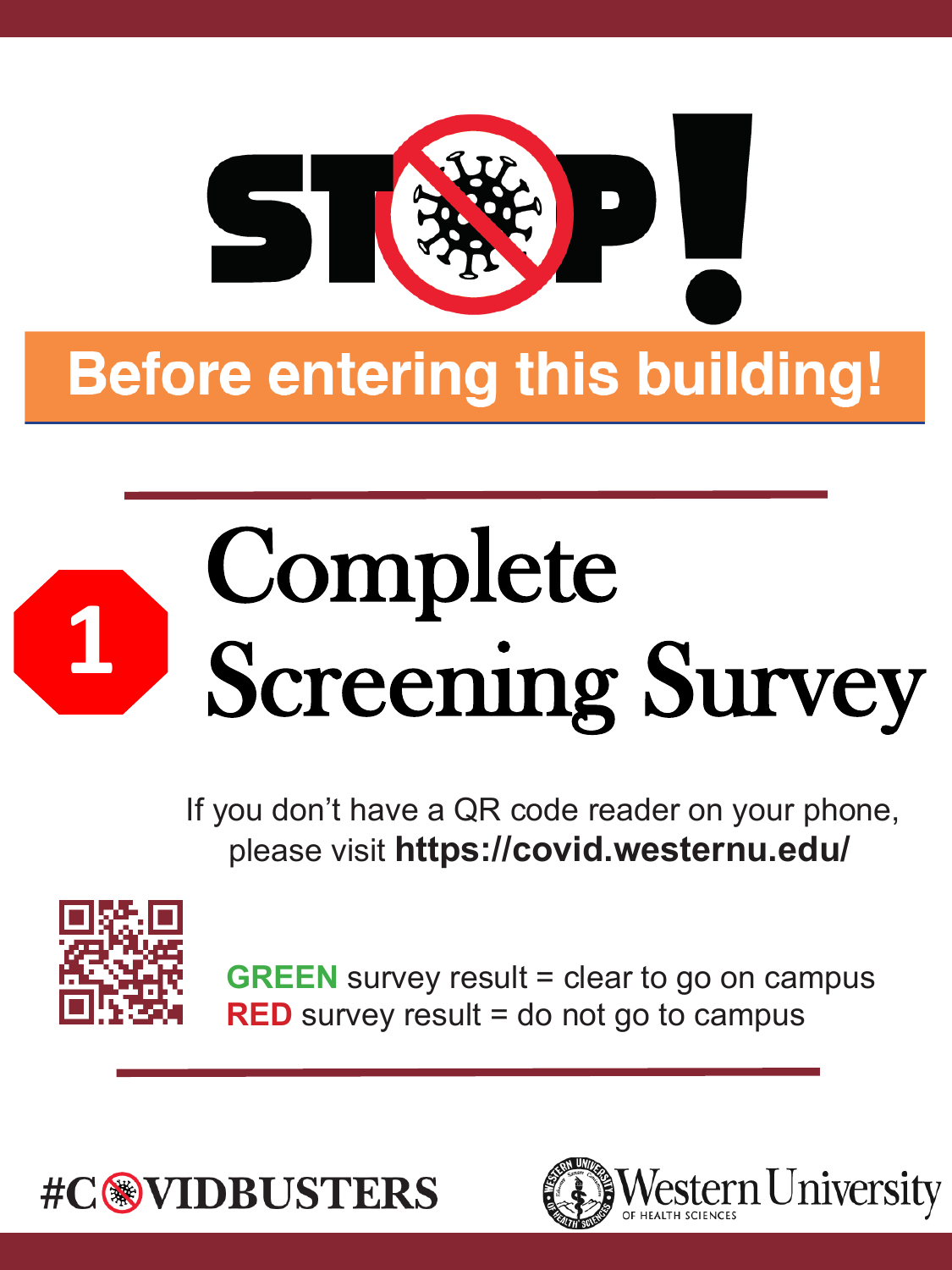# STOP!

## Before entering this building!

## 1 Complete Screening Survey

If you don't have a QR code reader on your phone, please visit **https://covid.westernu.edu/**

**GREEN** survey result = clear to go on campus
**RED** survey result = do not go to campus

#COVIDBUSTERS

Western University of Health Sciences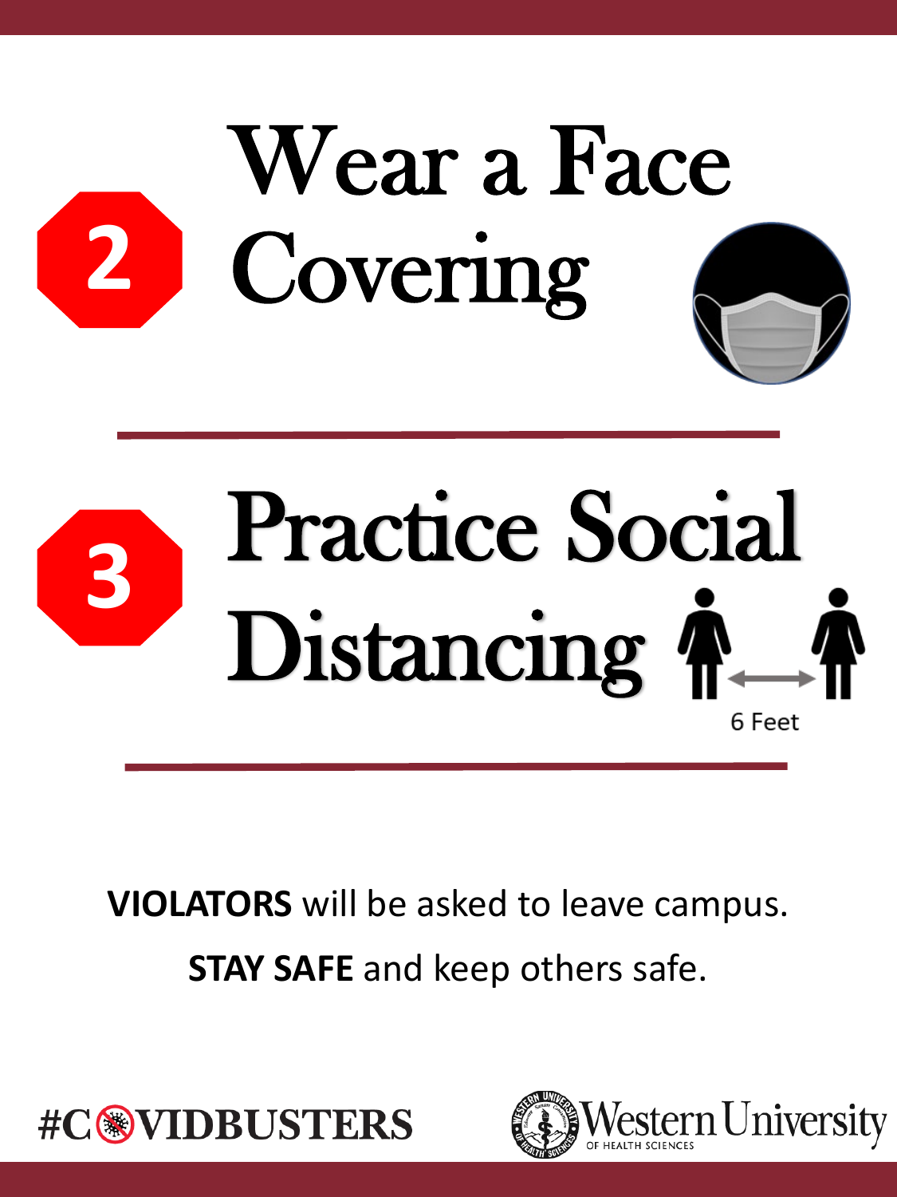## 2 Wear a Face Covering

---

## 3 Practice Social Distancing

6 Feet

---

**VIOLATORS** will be asked to leave campus.

**STAY SAFE** and keep others safe.

#COVIDBUSTERS

Western University OF HEALTH SCIENCES